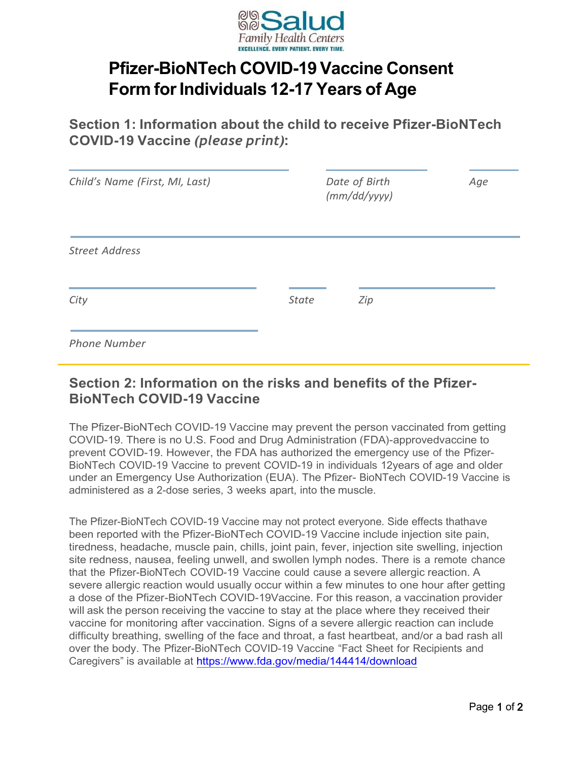Salud Family Health Centers

EXCELLENCE. EVERY PATIENT. EVERY TIME.

# Pfizer-BioNTech COVID-19 Vaccine Consent Form for Individuals 12-17 Years of Age

## Section 1: Information about the child to receive Pfizer-BioNTech COVID-19 Vaccine *(please print)*:

| *Child's Name (First, MI, Last)* | *Date of Birth (mm/dd/yyyy)* | *Age* |
|---|---|---|
| | | |

*Street Address*

| *City* | *State* | *Zip* |
|---|---|---|
| | | |

*Phone Number*

## Section 2: Information on the risks and benefits of the Pfizer-BioNTech COVID-19 Vaccine

The Pfizer-BioNTech COVID-19 Vaccine may prevent the person vaccinated from getting COVID-19. There is no U.S. Food and Drug Administration (FDA)-approvedvaccine to prevent COVID-19. However, the FDA has authorized the emergency use of the Pfizer-BioNTech COVID-19 Vaccine to prevent COVID-19 in individuals 12years of age and older under an Emergency Use Authorization (EUA). The Pfizer- BioNTech COVID-19 Vaccine is administered as a 2-dose series, 3 weeks apart, into the muscle.

The Pfizer-BioNTech COVID-19 Vaccine may not protect everyone. Side effects thathave been reported with the Pfizer-BioNTech COVID-19 Vaccine include injection site pain, tiredness, headache, muscle pain, chills, joint pain, fever, injection site swelling, injection site redness, nausea, feeling unwell, and swollen lymph nodes. There is a remote chance that the Pfizer-BioNTech COVID-19 Vaccine could cause a severe allergic reaction. A severe allergic reaction would usually occur within a few minutes to one hour after getting a dose of the Pfizer-BioNTech COVID-19Vaccine. For this reason, a vaccination provider will ask the person receiving the vaccine to stay at the place where they received their vaccine for monitoring after vaccination. Signs of a severe allergic reaction can include difficulty breathing, swelling of the face and throat, a fast heartbeat, and/or a bad rash all over the body. The Pfizer-BioNTech COVID-19 Vaccine "Fact Sheet for Recipients and Caregivers" is available at https://www.fda.gov/media/144414/download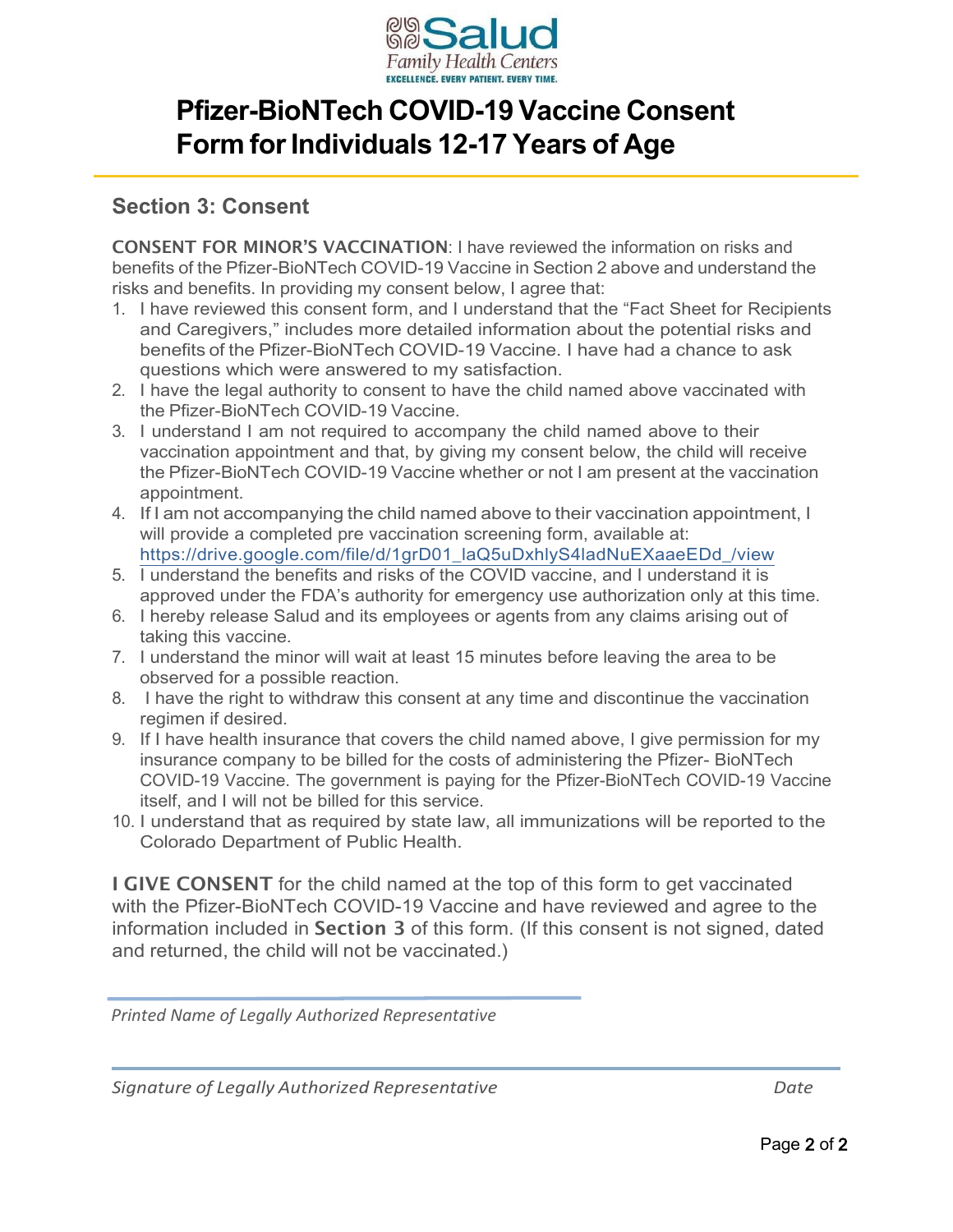Salud
Family Health Centers
EXCELLENCE. EVERY PATIENT. EVERY TIME.

# Pfizer-BioNTech COVID-19 Vaccine Consent Form for Individuals 12-17 Years of Age

## Section 3: Consent

**CONSENT FOR MINOR'S VACCINATION**: I have reviewed the information on risks and benefits of the Pfizer-BioNTech COVID-19 Vaccine in Section 2 above and understand the risks and benefits. In providing my consent below, I agree that:

1. I have reviewed this consent form, and I understand that the "Fact Sheet for Recipients and Caregivers," includes more detailed information about the potential risks and benefits of the Pfizer-BioNTech COVID-19 Vaccine. I have had a chance to ask questions which were answered to my satisfaction.
2. I have the legal authority to consent to have the child named above vaccinated with the Pfizer-BioNTech COVID-19 Vaccine.
3. I understand I am not required to accompany the child named above to their vaccination appointment and that, by giving my consent below, the child will receive the Pfizer-BioNTech COVID-19 Vaccine whether or not I am present at the vaccination appointment.
4. If I am not accompanying the child named above to their vaccination appointment, I will provide a completed pre vaccination screening form, available at: https://drive.google.com/file/d/1grD01_laQ5uDxhlyS4ladNuEXaaeEDd_/view
5. I understand the benefits and risks of the COVID vaccine, and I understand it is approved under the FDA's authority for emergency use authorization only at this time.
6. I hereby release Salud and its employees or agents from any claims arising out of taking this vaccine.
7. I understand the minor will wait at least 15 minutes before leaving the area to be observed for a possible reaction.
8. I have the right to withdraw this consent at any time and discontinue the vaccination regimen if desired.
9. If I have health insurance that covers the child named above, I give permission for my insurance company to be billed for the costs of administering the Pfizer- BioNTech COVID-19 Vaccine. The government is paying for the Pfizer-BioNTech COVID-19 Vaccine itself, and I will not be billed for this service.
10. I understand that as required by state law, all immunizations will be reported to the Colorado Department of Public Health.

**I GIVE CONSENT** for the child named at the top of this form to get vaccinated with the Pfizer-BioNTech COVID-19 Vaccine and have reviewed and agree to the information included in **Section 3** of this form. (If this consent is not signed, dated and returned, the child will not be vaccinated.)

_______________________________________________

*Printed Name of Legally Authorized Representative*

_______________________________________________

*Signature of Legally Authorized Representative* *Date*